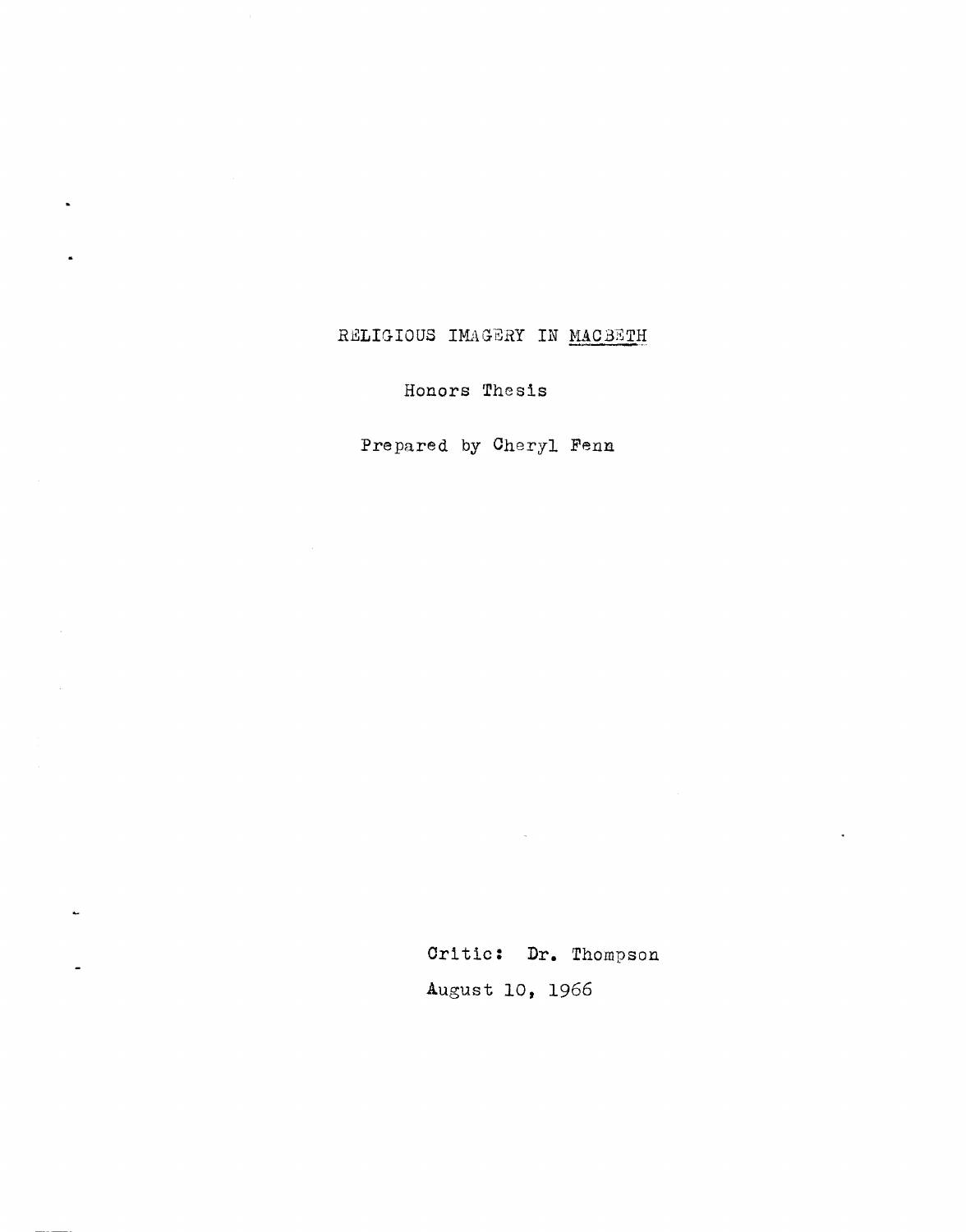# RELIGIOUS IMAGERY IN MACBETH

Honors Thesis

Prepared by Cheryl Fenn

Critic: Dr. Thompson

August 10, 1966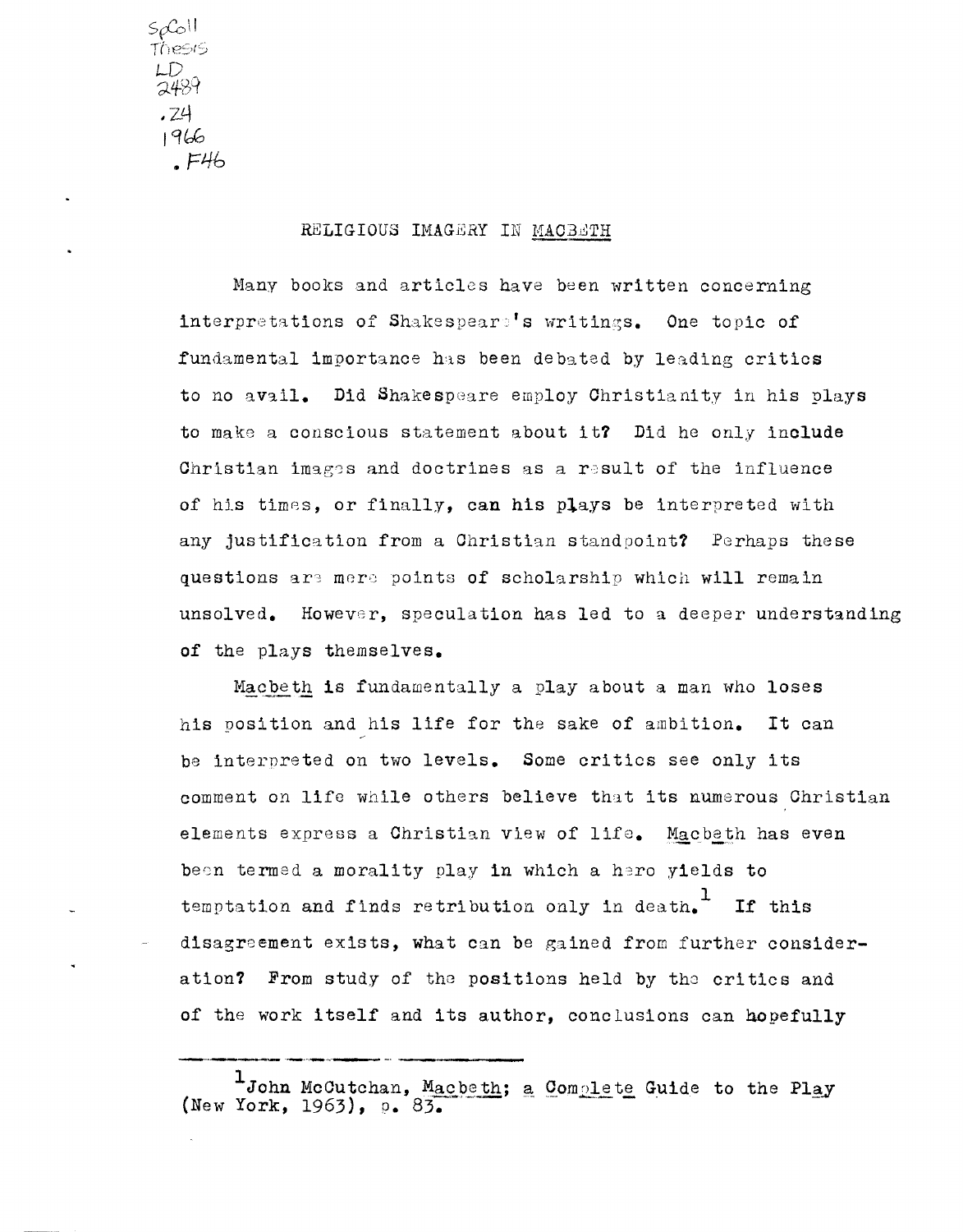SpColl
Thesis
LD
2489
.Z4
1966
.F46

# RELIGIOUS IMAGERY IN *MACBETH*

Many books and articles have been written concerning interpretations of Shakespeare's writings. One topic of fundamental importance has been debated by leading critics to no avail. Did Shakespeare employ Christianity in his plays to make a conscious statement about it? Did he only include Christian images and doctrines as a result of the influence of his times, or finally, can his plays be interpreted with any justification from a Christian standpoint? Perhaps these questions are mere points of scholarship which will remain unsolved. However, speculation has led to a deeper understanding of the plays themselves.

*Macbeth* is fundamentally a play about a man who loses his position and his life for the sake of ambition. It can be interpreted on two levels. Some critics see only its comment on life while others believe that its numerous Christian elements express a Christian view of life. *Macbeth* has even been termed a morality play in which a hero yields to temptation and finds retribution only in death.[1] If this disagreement exists, what can be gained from further consideration? From study of the positions held by the critics and of the work itself and its author, conclusions can hopefully

---

[1] John McCutchan, *Macbeth; a Complete Guide to the Play* (New York, 1963), p. 83.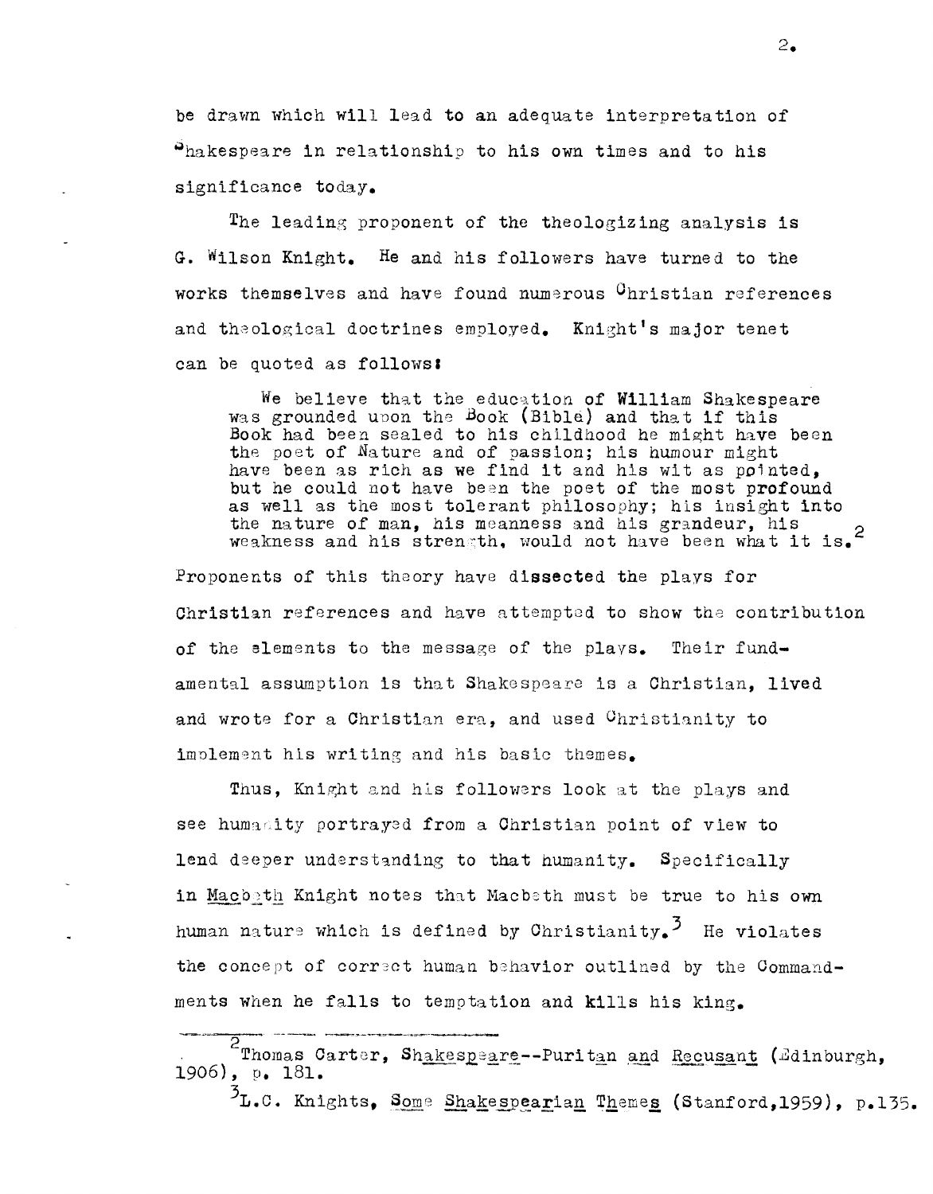be drawn which will lead to an adequate interpretation of Shakespeare in relationship to his own times and to his significance today.

The leading proponent of the theologizing analysis is G. Wilson Knight. He and his followers have turned to the works themselves and have found numerous Christian references and theological doctrines employed. Knight's major tenet can be quoted as follows:

> We believe that the education of William Shakespeare was grounded upon the Book (Bible) and that if this Book had been sealed to his childhood he might have been the poet of Nature and of passion; his humour might have been as rich as we find it and his wit as pointed, but he could not have been the poet of the most profound as well as the most tolerant philosophy; his insight into the nature of man, his meanness and his grandeur, his weakness and his strength, would not have been what it is.[2]

Proponents of this theory have dissected the plays for Christian references and have attempted to show the contribution of the elements to the message of the plays. Their fundamental assumption is that Shakespeare is a Christian, lived and wrote for a Christian era, and used Christianity to implement his writing and his basic themes.

Thus, Knight and his followers look at the plays and see humanity portrayed from a Christian point of view to lend deeper understanding to that humanity. Specifically in _Macbeth_ Knight notes that Macbeth must be true to his own human nature which is defined by Christianity.[3] He violates the concept of correct human behavior outlined by the Commandments when he falls to temptation and kills his king.

---

[2] Thomas Carter, _Shakespeare--Puritan and Recusant_ (Edinburgh, 1906), p. 181.

[3] L.C. Knights, _Some Shakespearian Themes_ (Stanford, 1959), p. 135.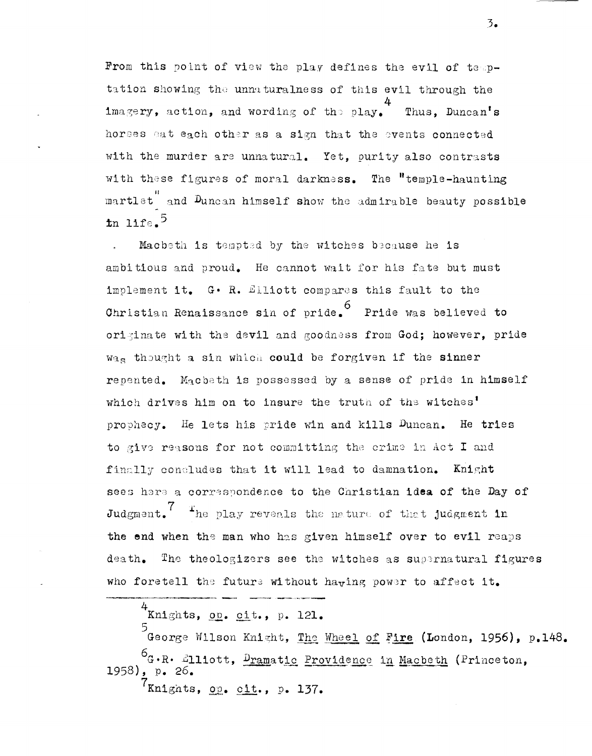From this point of view the play defines the evil of temptation showing the unnaturalness of this evil through the imagery, action, and wording of the play.[4] Thus, Duncan's horses eat each other as a sign that the events connected with the murder are unnatural. Yet, purity also contrasts with these figures of moral darkness. The "temple-haunting martlet" and Duncan himself show the admirable beauty possible in life.[5]

Macbeth is tempted by the witches because he is ambitious and proud. He cannot wait for his fate but must implement it. G. R. Elliott compares this fault to the Christian Renaissance sin of pride.[6] Pride was believed to originate with the devil and goodness from God; however, pride was thought a sin which could be forgiven if the sinner repented. Macbeth is possessed by a sense of pride in himself which drives him on to insure the truth of the witches' prophecy. He lets his pride win and kills Duncan. He tries to give reasons for not committing the crime in Act I and finally concludes that it will lead to damnation. Knight sees here a correspondence to the Christian idea of the Day of Judgment.[7] The play reveals the nature of that judgment in the end when the man who has given himself over to evil reaps death. The theologizers see the witches as supernatural figures who foretell the future without having power to affect it.

---

[4] Knights, _op. cit._, p. 121.

[5] George Wilson Knight, _The Wheel of Fire_ (London, 1956), p.148.

[6] G.R. Elliott, _Dramatic Providence in Macbeth_ (Princeton, 1958), p. 26.

[7] Knights, _op. cit._, p. 137.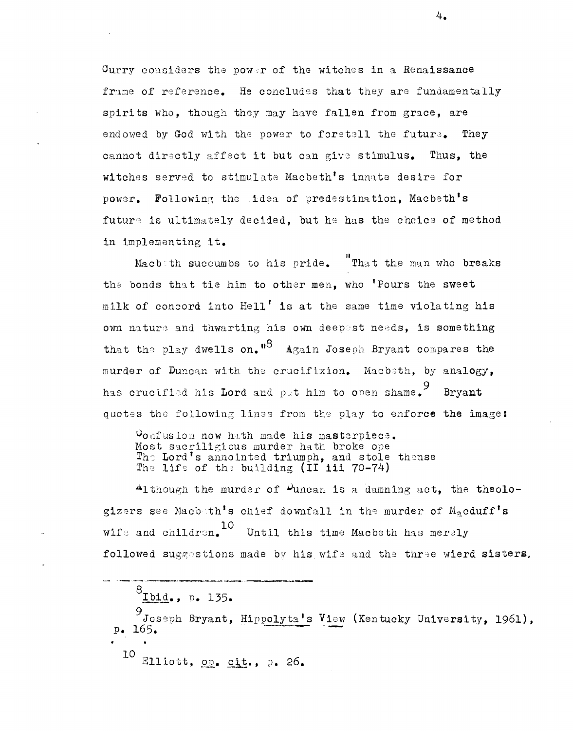Curry considers the power of the witches in a Renaissance frame of reference. He concludes that they are fundamentally spirits who, though they may have fallen from grace, are endowed by God with the power to foretell the future. They cannot directly affect it but can give stimulus. Thus, the witches served to stimulate Macbeth's innate desire for power. Following the idea of predestination, Macbeth's future is ultimately decided, but he has the choice of method in implementing it.

Macbeth succumbs to his pride. "That the man who breaks the bonds that tie him to other men, who 'Pours the sweet milk of concord into Hell' is at the same time violating his own nature and thwarting his own deepest needs, is something that the play dwells on."[8] Again Joseph Bryant compares the murder of Duncan with the crucifixion. Macbeth, by analogy, has crucified his Lord and put him to open shame.[9] Bryant quotes the following lines from the play to enforce the image:

> Confusion now hath made his masterpiece.
> Most sariligious murder hath broke ope
> The Lord's annointed triumph, and stole thense
> The life of the building (II iii 70-74)

Although the murder of Duncan is a damning act, the theologizers see Macbeth's chief downfall in the murder of Macduff's wife and children.[10] Until this time Macbeth has merely followed suggestions made by his wife and the three wierd sisters,

---

[8] Ibid., p. 135.

[9] Joseph Bryant, Hippolyta's View (Kentucky University, 1961), p. 165.

[10] Elliott, op. cit., p. 26.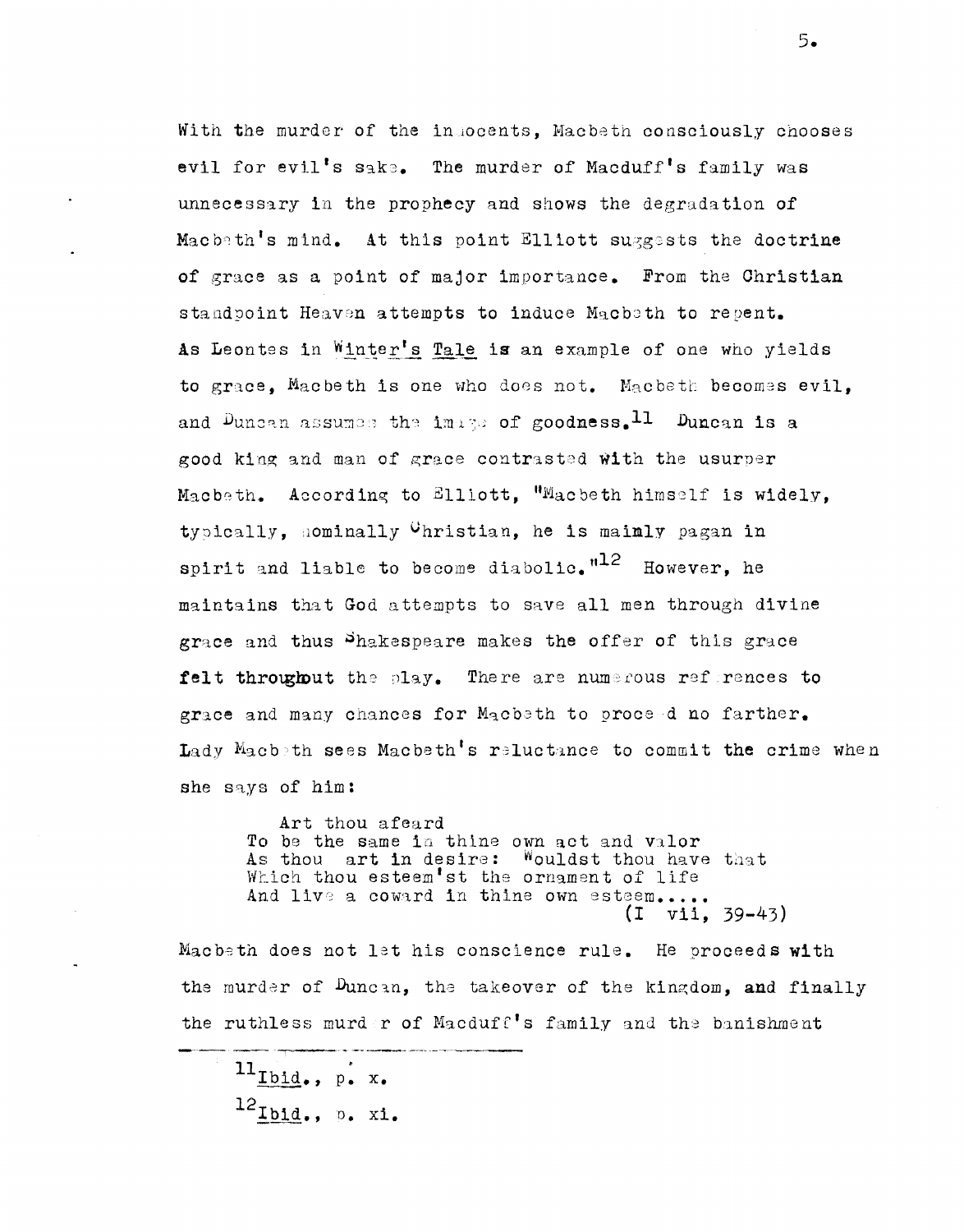With the murder of the innocents, Macbeth consciously chooses evil for evil's sake. The murder of Macduff's family was unnecessary in the prophecy and shows the degradation of Macbeth's mind. At this point Elliott suggests the doctrine of grace as a point of major importance. From the Christian standpoint Heaven attempts to induce Macbeth to repent. As Leontes in _Winter's Tale_ is an example of one who yields to grace, Macbeth is one who does not. Macbeth becomes evil, and Duncan assumes the image of goodness.[11] Duncan is a good king and man of grace contrasted with the usurper Macbeth. According to Elliott, "Macbeth himself is widely, typically, nominally Christian, he is mainly pagan in spirit and liable to become diabolic."[12] However, he maintains that God attempts to save all men through divine grace and thus Shakespeare makes the offer of this grace **felt throughout** the play. There are numerous references to grace and many chances for Macbeth to proceed no farther. Lady Macbeth sees Macbeth's reluctance to commit the crime when she says of him:

> Art thou afeard
> To be the same in thine own act and valor
> As thou art in desire: Wouldst thou have that
> Which thou esteem'st the ornament of life
> And live a coward in thine own esteem.....
> (I vii, 39-43)

Macbeth does not let his conscience rule. He proceeds with the murder of Duncan, the takeover of the kingdom, and finally the ruthless murder of Macduff's family and the banishment

---

[11] _Ibid._, p. x.

[12] _Ibid._, p. xi.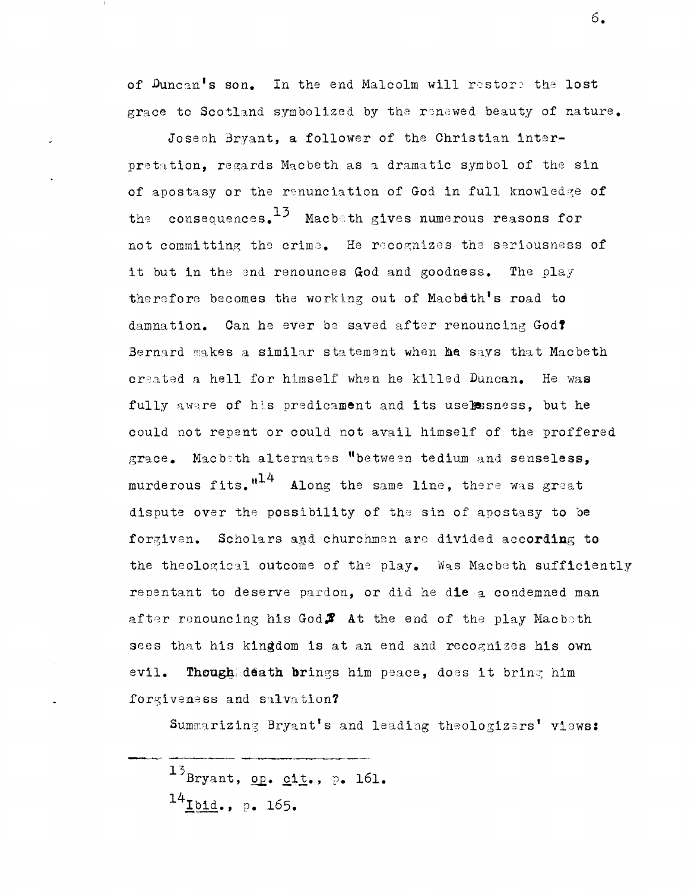of Duncan's son. In the end Malcolm will restore the lost grace to Scotland symbolized by the renewed beauty of nature.

Joseph Bryant, a follower of the Christian interpretation, regards Macbeth as a dramatic symbol of the sin of apostasy or the renunciation of God in full knowledge of the consequences.[13] Macbeth gives numerous reasons for not committing the crime. He recognizes the seriousness of it but in the end renounces God and goodness. The play therefore becomes the working out of Macbeth's road to damnation. Can he ever be saved after renouncing God? Bernard makes a similar statement when he says that Macbeth created a hell for himself when he killed Duncan. He was fully aware of his predicament and its uselessness, but he could not repent or could not avail himself of the proffered grace. Macbeth alternates "between tedium and senseless, murderous fits."[14] Along the same line, there was great dispute over the possibility of the sin of apostasy to be forgiven. Scholars and churchmen are divided according to the theological outcome of the play. Was Macbeth sufficiently repentant to deserve pardon, or did he die a condemned man after renouncing his God? At the end of the play Macbeth sees that his kingdom is at an end and recognizes his own evil. Though death brings him peace, does it bring him forgiveness and salvation?

Summarizing Bryant's and leading theologizers' views:

---

[13] Bryant, *op. cit.*, p. 161.

[14] *Ibid.*, p. 165.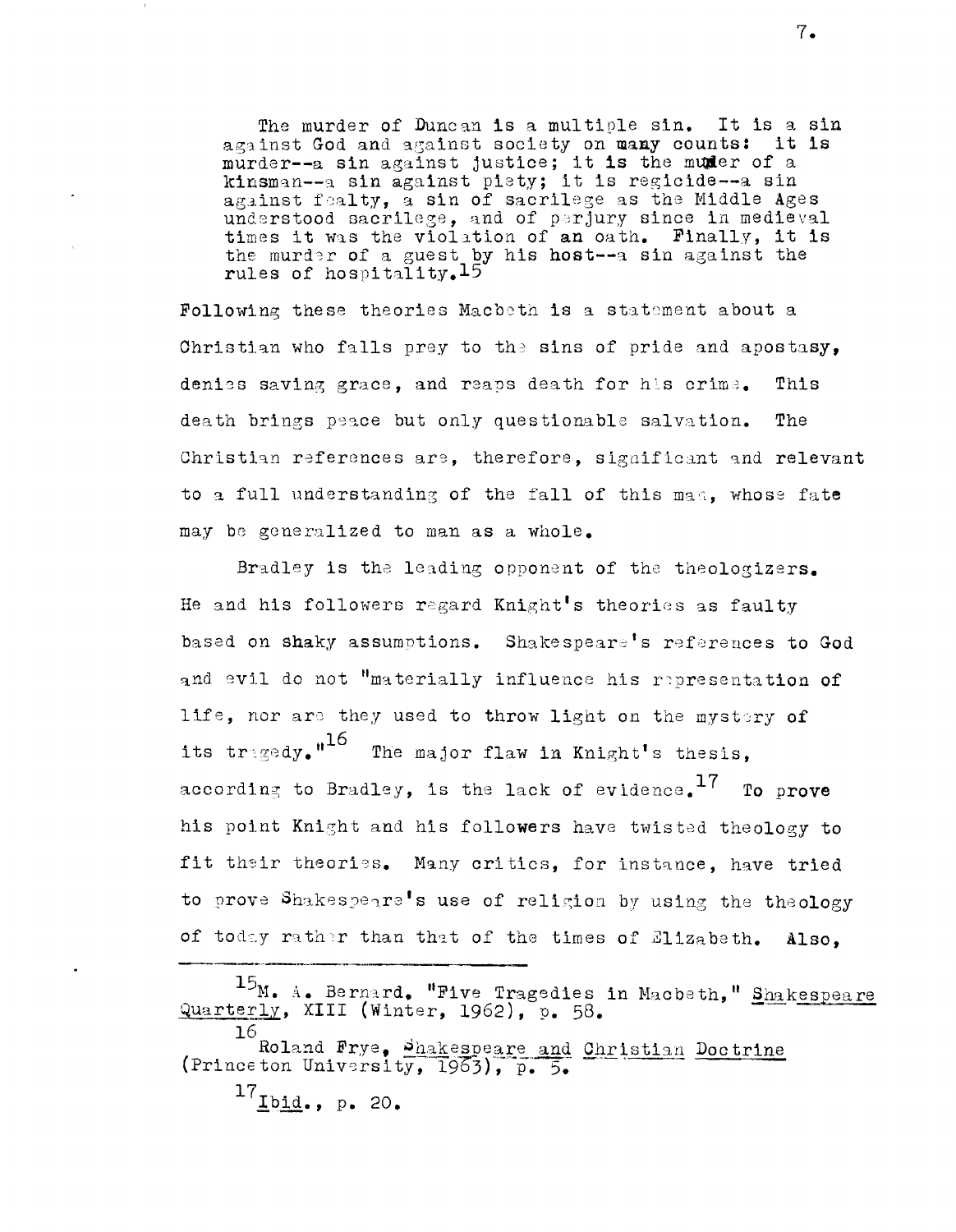> The murder of Duncan is a multiple sin. It is a sin against God and against society on many counts: it is murder--a sin against justice; it is the muder of a kinsman--a sin against piety; it is regicide--a sin against fealty, a sin of sacrilege as the Middle Ages understood sacrilege, and of perjury since in medieval times it was the violation of an oath. Finally, it is the murder of a guest by his host--a sin against the rules of hospitality.[15]

Following these theories Macbeth is a statement about a Christian who falls prey to the sins of pride and apostasy, denies saving grace, and reaps death for his crime. This death brings peace but only questionable salvation. The Christian references are, therefore, significant and relevant to a full understanding of the fall of this man, whose fate may be generalized to man as a whole.

Bradley is the leading opponent of the theologizers. He and his followers regard Knight's theories as faulty based on shaky assumptions. Shakespeare's references to God and evil do not "materially influence his representation of life, nor are they used to throw light on the mystery of its tragedy."[16] The major flaw in Knight's thesis, according to Bradley, is the lack of evidence.[17] To prove his point Knight and his followers have twisted theology to fit their theories. Many critics, for instance, have tried to prove Shakespeare's use of religion by using the theology of today rather than that of the times of Elizabeth. Also,

---

[15] M. A. Bernard, "Five Tragedies in Macbeth," Shakespeare Quarterly, XIII (Winter, 1962), p. 58.

[16] Roland Frye, Shakespeare and Christian Doctrine (Princeton University, 1963), p. 5.

[17] Ibid., p. 20.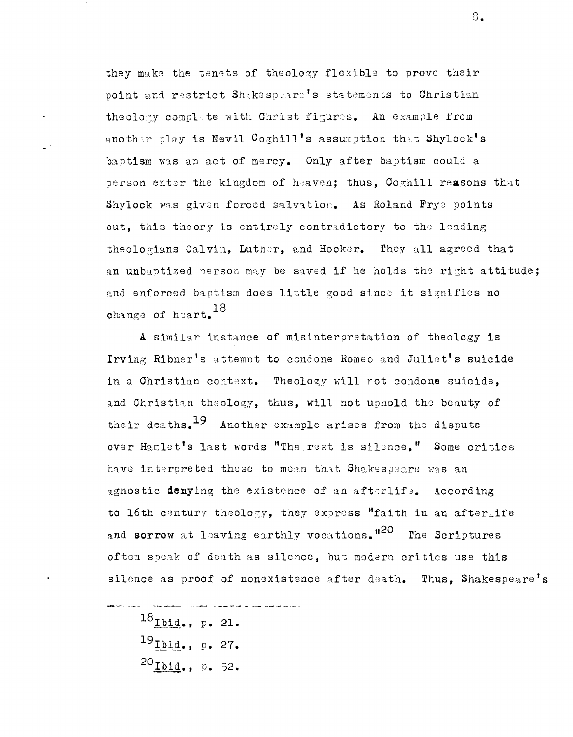they make the tenets of theology flexible to prove their point and restrict Shakespeare's statements to Christian theology complete with Christ figures. An example from another play is Nevil Coghill's assumption that Shylock's baptism was an act of mercy. Only after baptism could a person enter the kingdom of heaven; thus, Coghill reasons that Shylock was given forced salvation. As Roland Frye points out, this theory is entirely contradictory to the leading theologians Calvin, Luther, and Hooker. They all agreed that an unbaptized person may be saved if he holds the right attitude; and enforced baptism does little good since it signifies no change of heart.[18]

A similar instance of misinterpretation of theology is Irving Ribner's attempt to condone Romeo and Juliet's suicide in a Christian context. Theology will not condone suicide, and Christian theology, thus, will not uphold the beauty of their deaths.[19] Another example arises from the dispute over Hamlet's last words "The rest is silence." Some critics have interpreted these to mean that Shakespeare was an agnostic denying the existence of an afterlife. According to 16th century theology, they express "faith in an afterlife and sorrow at leaving earthly vocations."[20] The Scriptures often speak of death as silence, but modern critics use this silence as proof of nonexistence after death. Thus, Shakespeare's

---

[18] _Ibid._, p. 21.

[19] _Ibid._, p. 27.

[20] _Ibid._, p. 52.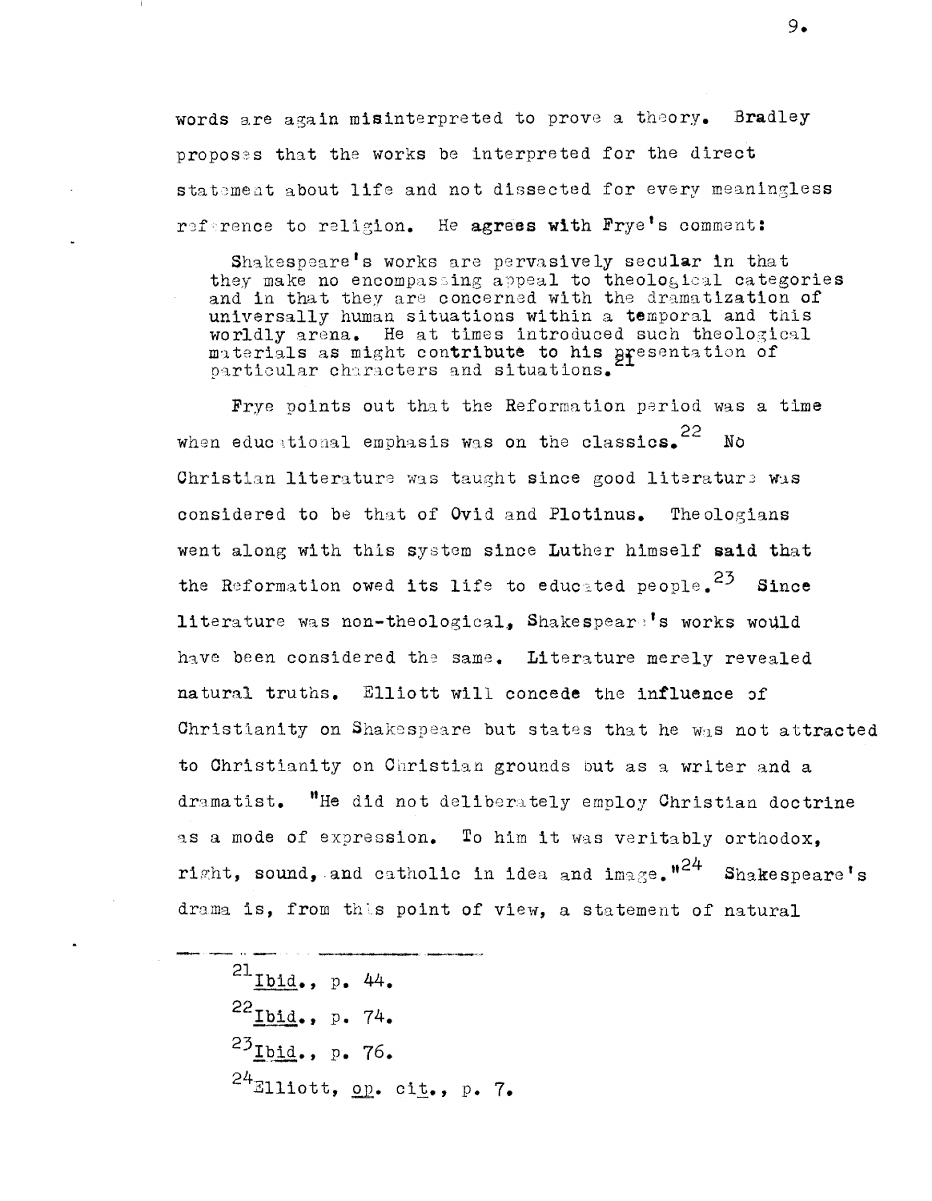words are again misinterpreted to prove a theory. Bradley proposes that the works be interpreted for the direct statement about life and not dissected for every meaningless reference to religion. He agrees with Frye's comment:

> Shakespeare's works are pervasively secular in that they make no encompassing appeal to theological categories and in that they are concerned with the dramatization of universally human situations within a temporal and this worldly arena. He at times introduced such theological materials as might contribute to his presentation of particular characters and situations.[21]

Frye points out that the Reformation period was a time when educational emphasis was on the classics.[22] No Christian literature was taught since good literature was considered to be that of Ovid and Plotinus. Theologians went along with this system since Luther himself said that the Reformation owed its life to educated people.[23] Since literature was non-theological, Shakespeare's works would have been considered the same. Literature merely revealed natural truths. Elliott will concede the influence of Christianity on Shakespeare but states that he was not attracted to Christianity on Christian grounds but as a writer and a dramatist. "He did not deliberately employ Christian doctrine as a mode of expression. To him it was veritably orthodox, right, sound, and catholic in idea and image."[24] Shakespeare's drama is, from this point of view, a statement of natural

---

[21] *Ibid.*, p. 44.

[22] *Ibid.*, p. 74.

[23] *Ibid.*, p. 76.

[24] Elliott, *op. cit.*, p. 7.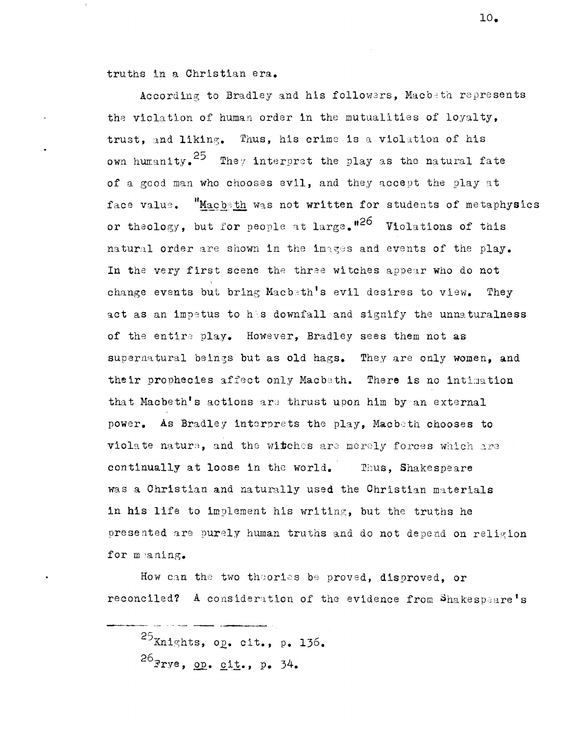truths in a Christian era.

According to Bradley and his followers, Macbeth represents the violation of human order in the mutualities of loyalty, trust, and liking. Thus, his crime is a violation of his own humanity.[25] They interpret the play as the natural fate of a good man who chooses evil, and they accept the play at face value. "*Macbeth* was not written for students of metaphysics or theology, but for people at large."[26] Violations of this natural order are shown in the images and events of the play. In the very first scene the three witches appear who do not change events but bring Macbeth's evil desires to view. They act as an impetus to his downfall and signify the unnaturalness of the entire play. However, Bradley sees them not as supernatural beings but as old hags. They are only women, and their prophecies affect only Macbeth. There is no intimation that Macbeth's actions are thrust upon him by an external power. As Bradley interprets the play, Macbeth chooses to violate nature, and the witches are merely forces which are continually at loose in the world. Thus, Shakespeare was a Christian and naturally used the Christian materials in his life to implement his writing, but the truths he presented are purely human truths and do not depend on religion for meaning.

How can the two theories be proved, disproved, or reconciled? A consideration of the evidence from Shakespeare's

---

[25] Knights, *op. cit.*, p. 136.

[26] Frye, *op. cit.*, p. 34.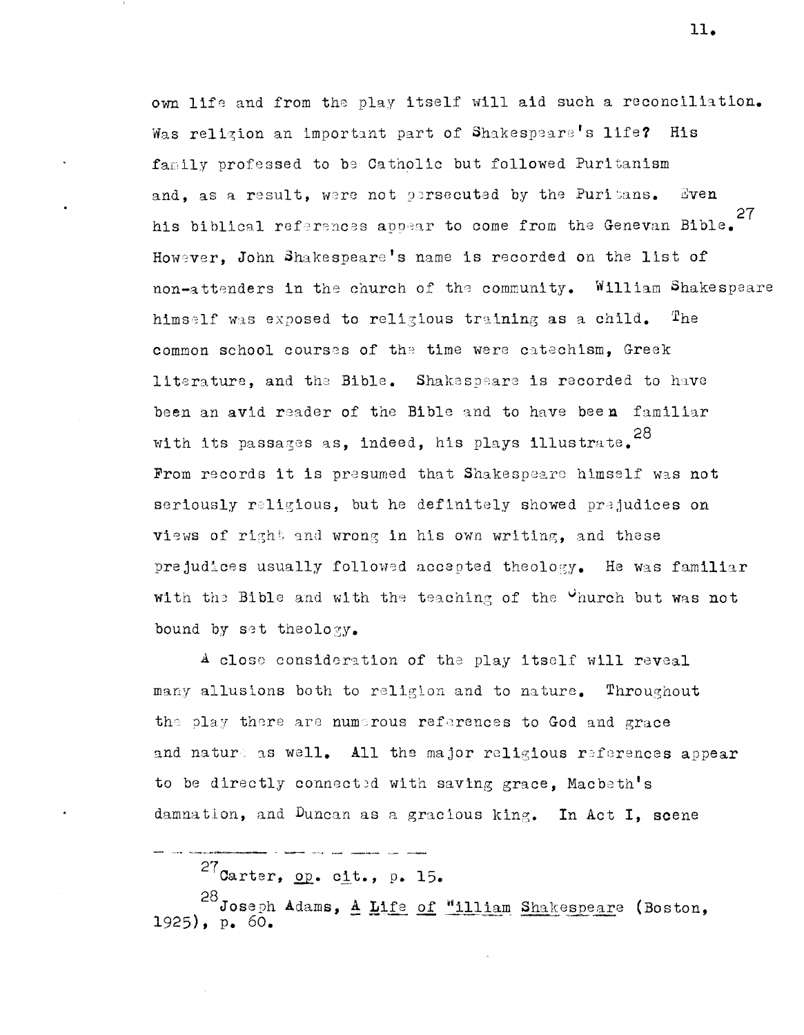own life and from the play itself will aid such a reconciliation. Was religion an important part of Shakespeare's life? His family professed to be Catholic but followed Puritanism and, as a result, were not persecuted by the Puritans. Even his biblical references appear to come from the Genevan Bible.[27] However, John Shakespeare's name is recorded on the list of non-attenders in the church of the community. William Shakespeare himself was exposed to religious training as a child. The common school courses of the time were catechism, Greek literature, and the Bible. Shakespeare is recorded to have been an avid reader of the Bible and to have been familiar with its passages as, indeed, his plays illustrate.[28] From records it is presumed that Shakespeare himself was not seriously religious, but he definitely showed prejudices on views of right and wrong in his own writing, and these prejudices usually followed accepted theology. He was familiar with the Bible and with the teaching of the Church but was not bound by set theology.

A close consideration of the play itself will reveal many allusions both to religion and to nature. Throughout the play there are numerous references to God and grace and nature as well. All the major religious references appear to be directly connected with saving grace, Macbeth's damnation, and Duncan as a gracious king. In Act I, scene

---

[27] Carter, op. cit., p. 15.

[28] Joseph Adams, A Life of William Shakespeare (Boston, 1925), p. 60.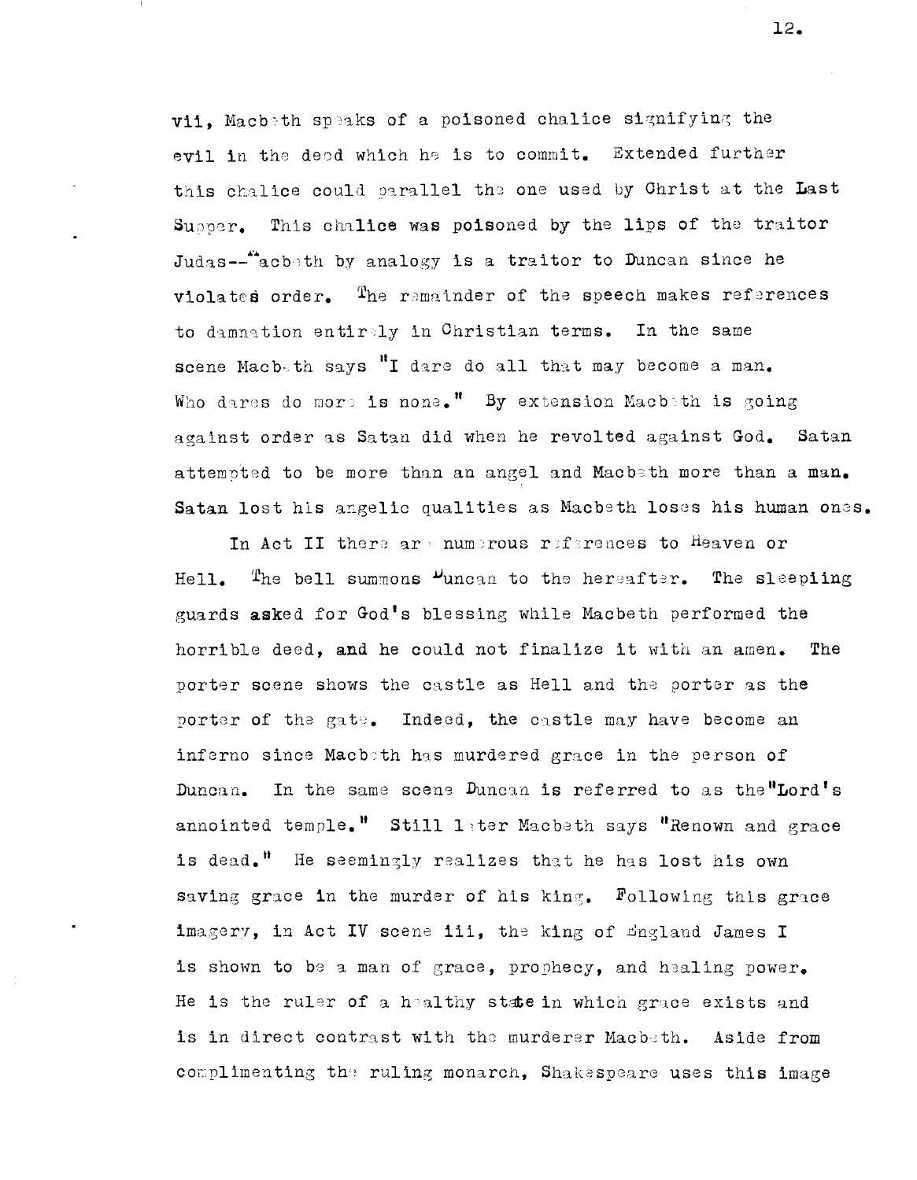vii, Macbeth speaks of a poisoned chalice signifying the evil in the deed which he is to commit. Extended further this chalice could parallel the one used by Christ at the Last Supper. This chalice was poisoned by the lips of the traitor Judas--Macbeth by analogy is a traitor to Duncan since he violates order. The remainder of the speech makes references to damnation entirely in Christian terms. In the same scene Macbeth says "I dare do all that may become a man. Who dares do more is none." By extension Macbeth is going against order as Satan did when he revolted against God. Satan attempted to be more than an angel and Macbeth more than a man. Satan lost his angelic qualities as Macbeth loses his human ones.

In Act II there are numerous references to Heaven or Hell. The bell summons Duncan to the hereafter. The sleepiing guards asked for God's blessing while Macbeth performed the horrible deed, and he could not finalize it with an amen. The porter scene shows the castle as Hell and the porter as the porter of the gate. Indeed, the castle may have become an inferno since Macbeth has murdered grace in the person of Duncan. In the same scene Duncan is referred to as the"Lord's annointed temple." Still later Macbeth says "Renown and grace is dead." He seemingly realizes that he has lost his own saving grace in the murder of his king. Following this grace imagery, in Act IV scene iii, the king of England James I is shown to be a man of grace, prophecy, and healing power. He is the ruler of a healthy state in which grace exists and is in direct contrast with the murderer Macbeth. Aside from complimenting the ruling monarch, Shakespeare uses this image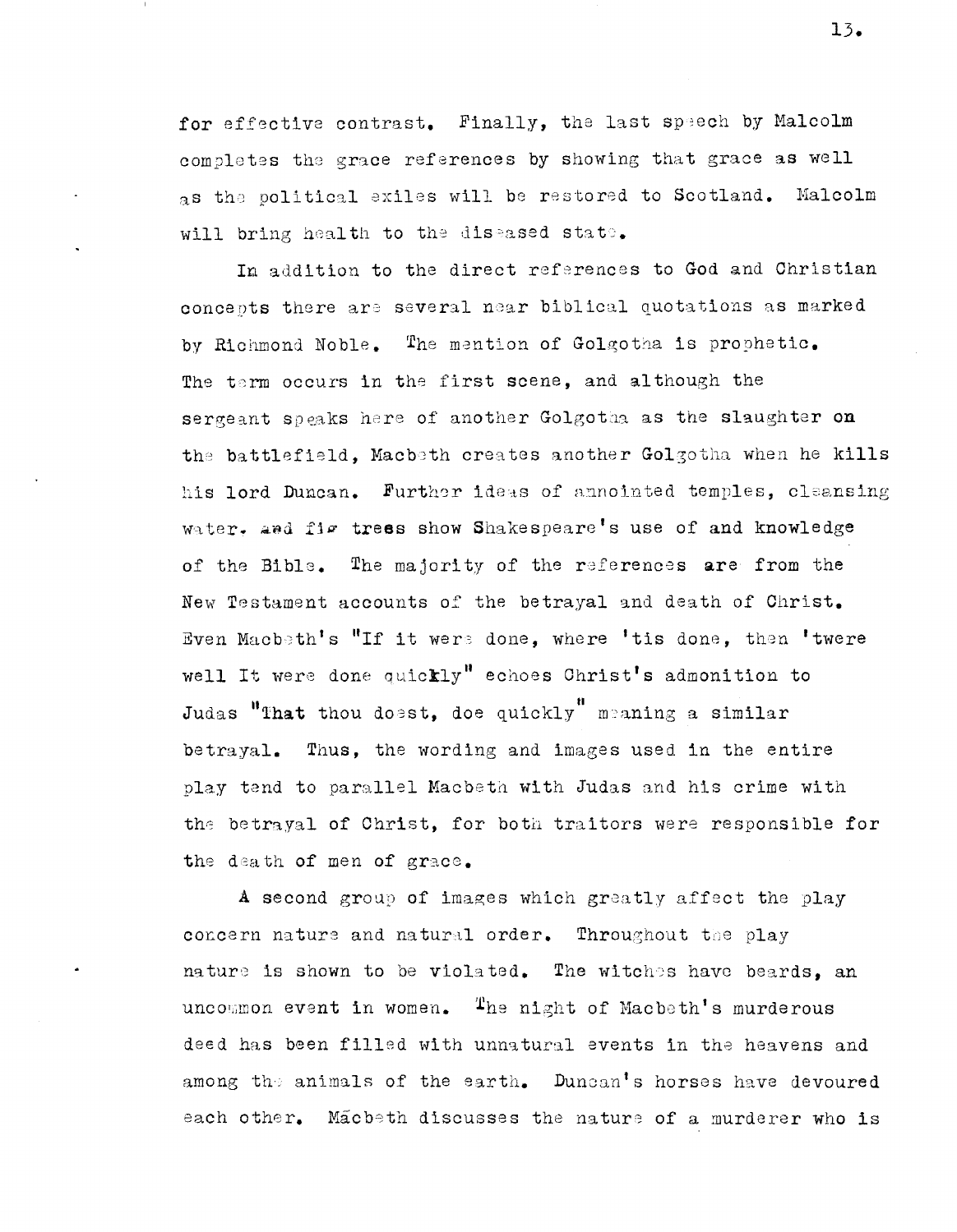for effective contrast. Finally, the last speech by Malcolm completes the grace references by showing that grace as well as the political exiles will be restored to Scotland. Malcolm will bring health to the diseased state.

In addition to the direct references to God and Christian concepts there are several near biblical quotations as marked by Richmond Noble. The mention of Golgotha is prophetic. The term occurs in the first scene, and although the sergeant speaks here of another Golgotha as the slaughter on the battlefield, Macbeth creates another Golgotha when he kills his lord Duncan. Further ideas of annointed temples, cleansing water, and fig trees show Shakespeare's use of and knowledge of the Bible. The majority of the references are from the New Testament accounts of the betrayal and death of Christ. Even Macbeth's "If it were done, where 'tis done, then 'twere well It were done quickly" echoes Christ's admonition to Judas "That thou doest, doe quickly" meaning a similar betrayal. Thus, the wording and images used in the entire play tend to parallel Macbeth with Judas and his crime with the betrayal of Christ, for both traitors were responsible for the death of men of grace.

A second group of images which greatly affect the play concern nature and natural order. Throughout the play nature is shown to be violated. The witches have beards, an uncommon event in women. The night of Macbeth's murderous deed has been filled with unnatural events in the heavens and among the animals of the earth. Duncan's horses have devoured each other. Macbeth discusses the nature of a murderer who is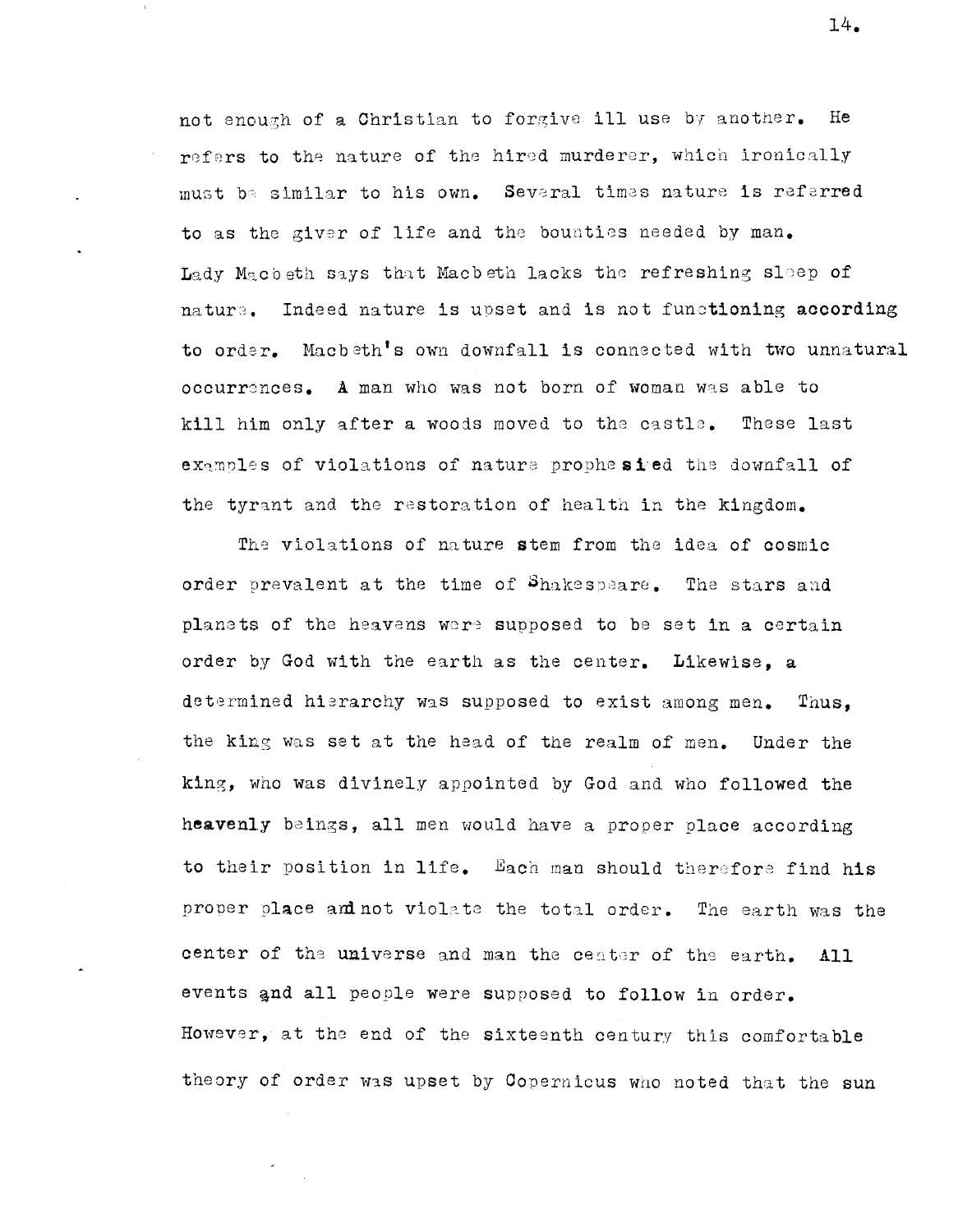not enough of a Christian to forgive ill use by another. He refers to the nature of the hired murderer, which ironically must be similar to his own. Several times nature is referred to as the giver of life and the bounties needed by man. Lady Macbeth says that Macbeth lacks the refreshing sleep of nature. Indeed nature is upset and is not functioning according to order. Macbeth's own downfall is connected with two unnatural occurrences. A man who was not born of woman was able to kill him only after a woods moved to the castle. These last examples of violations of nature prophesied the downfall of the tyrant and the restoration of health in the kingdom.

The violations of nature stem from the idea of cosmic order prevalent at the time of Shakespeare. The stars and planets of the heavens were supposed to be set in a certain order by God with the earth as the center. Likewise, a determined hierarchy was supposed to exist among men. Thus, the king was set at the head of the realm of men. Under the king, who was divinely appointed by God and who followed the heavenly beings, all men would have a proper place according to their position in life. Each man should therefore find his proper place and not violate the total order. The earth was the center of the universe and man the center of the earth. All events and all people were supposed to follow in order. However, at the end of the sixteenth century this comfortable theory of order was upset by Copernicus who noted that the sun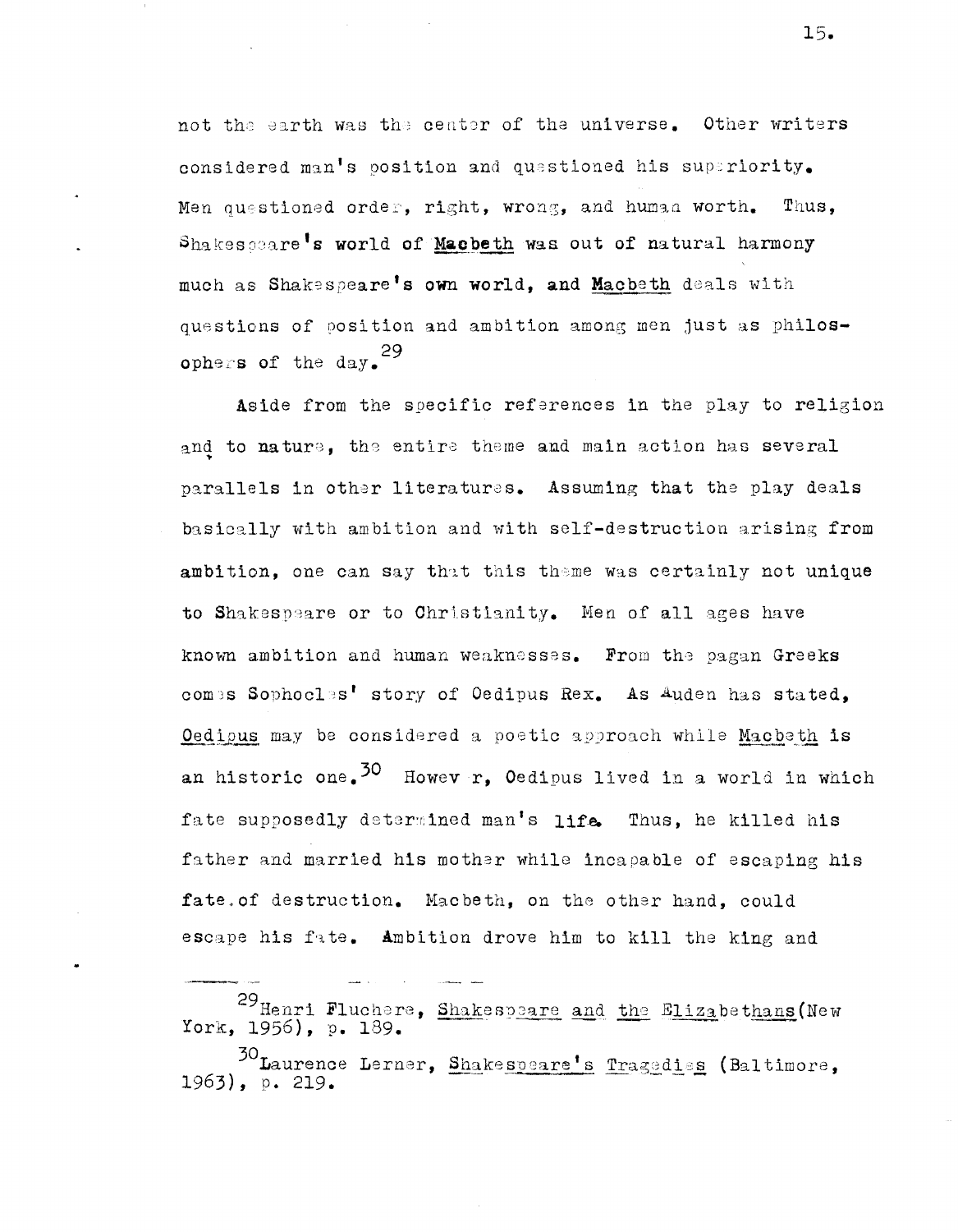not the earth was the center of the universe. Other writers considered man's position and questioned his superiority. Men questioned order, right, wrong, and human worth. Thus, Shakespeare's world of Macbeth was out of natural harmony much as Shakespeare's own world, and Macbeth deals with questions of position and ambition among men just as philosophers of the day.[29]

Aside from the specific references in the play to religion and to nature, the entire theme and main action has several parallels in other literatures. Assuming that the play deals basically with ambition and with self-destruction arising from ambition, one can say that this theme was certainly not unique to Shakespeare or to Christianity. Men of all ages have known ambition and human weaknesses. From the pagan Greeks comes Sophocles' story of Oedipus Rex. As Auden has stated, Oedipus may be considered a poetic approach while Macbeth is an historic one.[30] However, Oedipus lived in a world in which fate supposedly determined man's life. Thus, he killed his father and married his mother while incapable of escaping his fate of destruction. Macbeth, on the other hand, could escape his fate. Ambition drove him to kill the king and

---

[29] Henri Fluchere, Shakespeare and the Elizabethans (New York, 1956), p. 189.

[30] Laurence Lerner, Shakespeare's Tragedies (Baltimore, 1963), p. 219.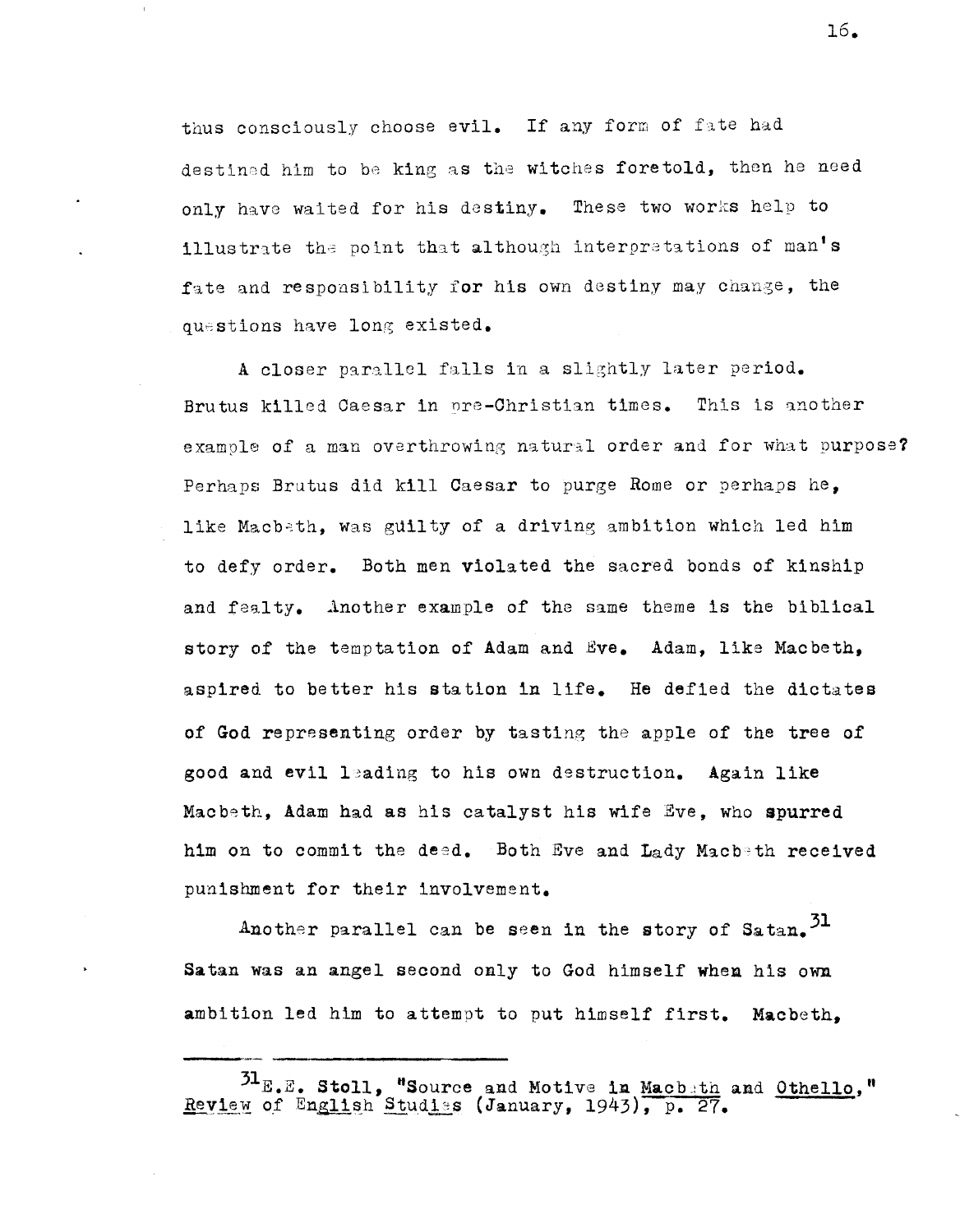thus consciously choose evil. If any form of fate had destined him to be king as the witches foretold, then he need only have waited for his destiny. These two works help to illustrate the point that although interpretations of man's fate and responsibility for his own destiny may change, the questions have long existed.

A closer parallel falls in a slightly later period. Brutus killed Caesar in pre-Christian times. This is another example of a man overthrowing natural order and for what purpose? Perhaps Brutus did kill Caesar to purge Rome or perhaps he, like Macbeth, was guilty of a driving ambition which led him to defy order. Both men violated the sacred bonds of kinship and fealty. Another example of the same theme is the biblical story of the temptation of Adam and Eve. Adam, like Macbeth, aspired to better his station in life. He defied the dictates of God representing order by tasting the apple of the tree of good and evil leading to his own destruction. Again like Macbeth, Adam had as his catalyst his wife Eve, who spurred him on to commit the deed. Both Eve and Lady Macbeth received punishment for their involvement.

Another parallel can be seen in the story of Satan.[31] Satan was an angel second only to God himself when his own ambition led him to attempt to put himself first. Macbeth,

---

[31] E.E. Stoll, "Source and Motive in <u>Macbeth</u> and <u>Othello</u>," <u>Review of English Studies</u> (January, 1943), p. 27.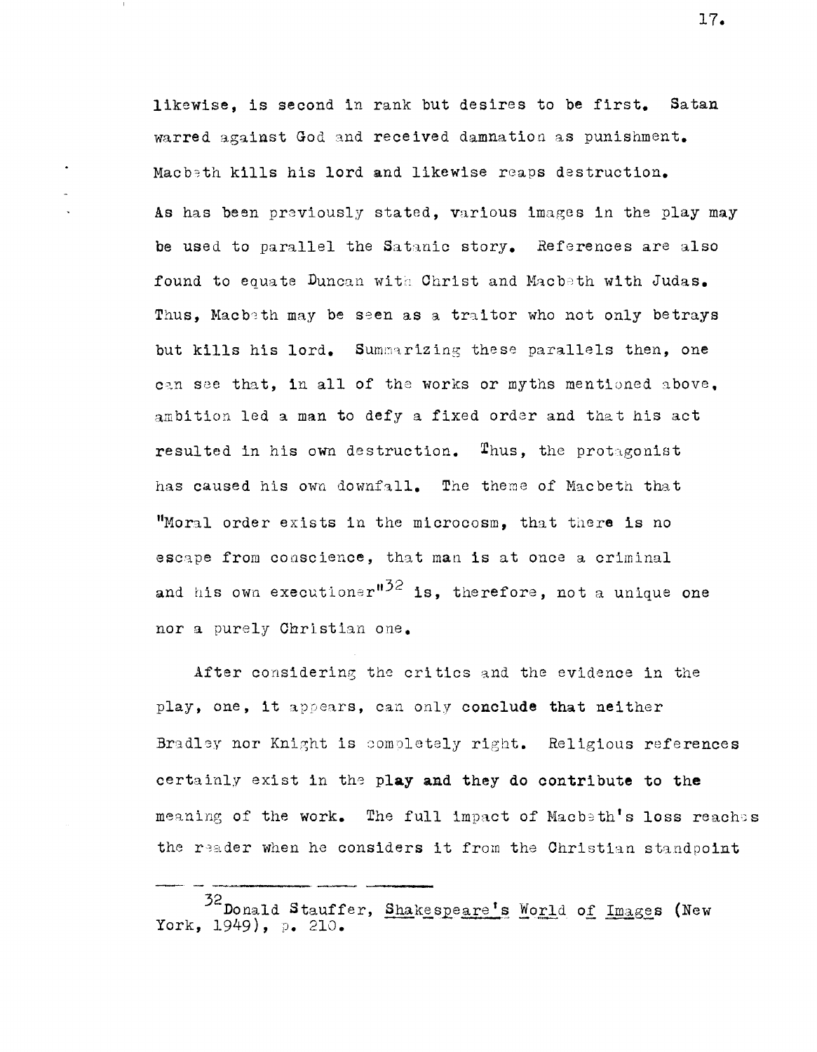likewise, is second in rank but desires to be first. Satan warred against God and received damnation as punishment. Macbeth kills his lord and likewise reaps destruction. As has been previously stated, various images in the play may be used to parallel the Satanic story. References are also found to equate Duncan with Christ and Macbeth with Judas. Thus, Macbeth may be seen as a traitor who not only betrays but kills his lord. Summarizing these parallels then, one can see that, in all of the works or myths mentioned above, ambition led a man to defy a fixed order and that his act resulted in his own destruction. Thus, the protagonist has caused his own downfall. The theme of Macbeth that "Moral order exists in the microcosm, that there is no escape from conscience, that man is at once a criminal and his own executioner"[32] is, therefore, not a unique one nor a purely Christian one.

After considering the critics and the evidence in the play, one, it appears, can only conclude that neither Bradley nor Knight is completely right. Religious references certainly exist in the play and they do contribute to the meaning of the work. The full impact of Macbeth's loss reaches the reader when he considers it from the Christian standpoint

---

[32] Donald Stauffer, Shakespeare's World of Images (New York, 1949), p. 210.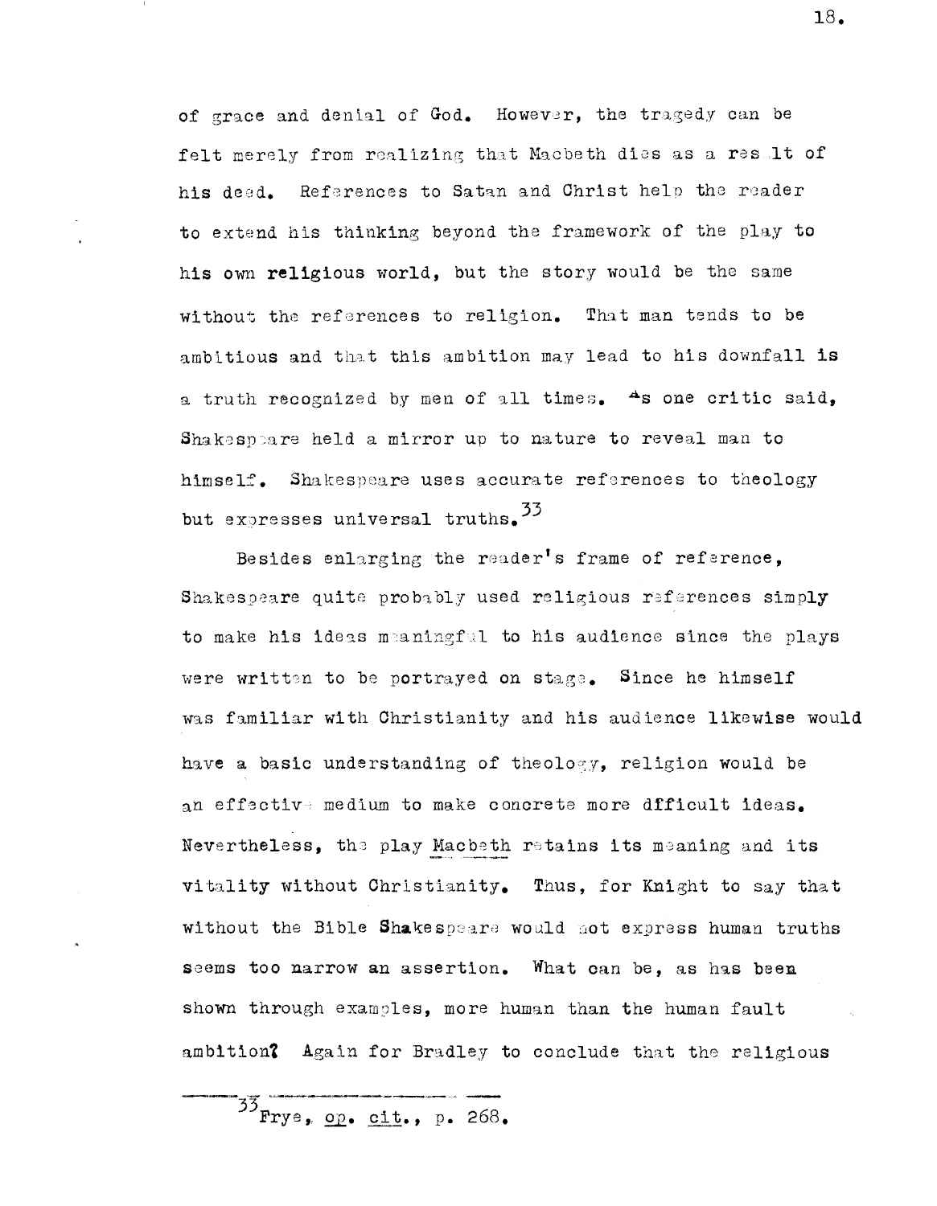of grace and denial of God. However, the tragedy can be felt merely from realizing that Macbeth dies as a result of his deed. References to Satan and Christ help the reader to extend his thinking beyond the framework of the play to his own religious world, but the story would be the same without the references to religion. That man tends to be ambitious and that this ambition may lead to his downfall is a truth recognized by men of all times. As one critic said, Shakespeare held a mirror up to nature to reveal man to himself. Shakespeare uses accurate references to theology but expresses universal truths.[33]

Besides enlarging the reader's frame of reference, Shakespeare quite probably used religious references simply to make his ideas meaningful to his audience since the plays were written to be portrayed on stage. Since he himself was familiar with Christianity and his audience likewise would have a basic understanding of theology, religion would be an effective medium to make concrete more dfficult ideas. Nevertheless, the play _Macbeth_ retains its meaning and its vitality without Christianity. Thus, for Knight to say that without the Bible Shakespeare would not express human truths seems too narrow an assertion. What can be, as has been shown through examples, more human than the human fault ambition? Again for Bradley to conclude that the religious

---

[33] Frye, _op. cit._, p. 268.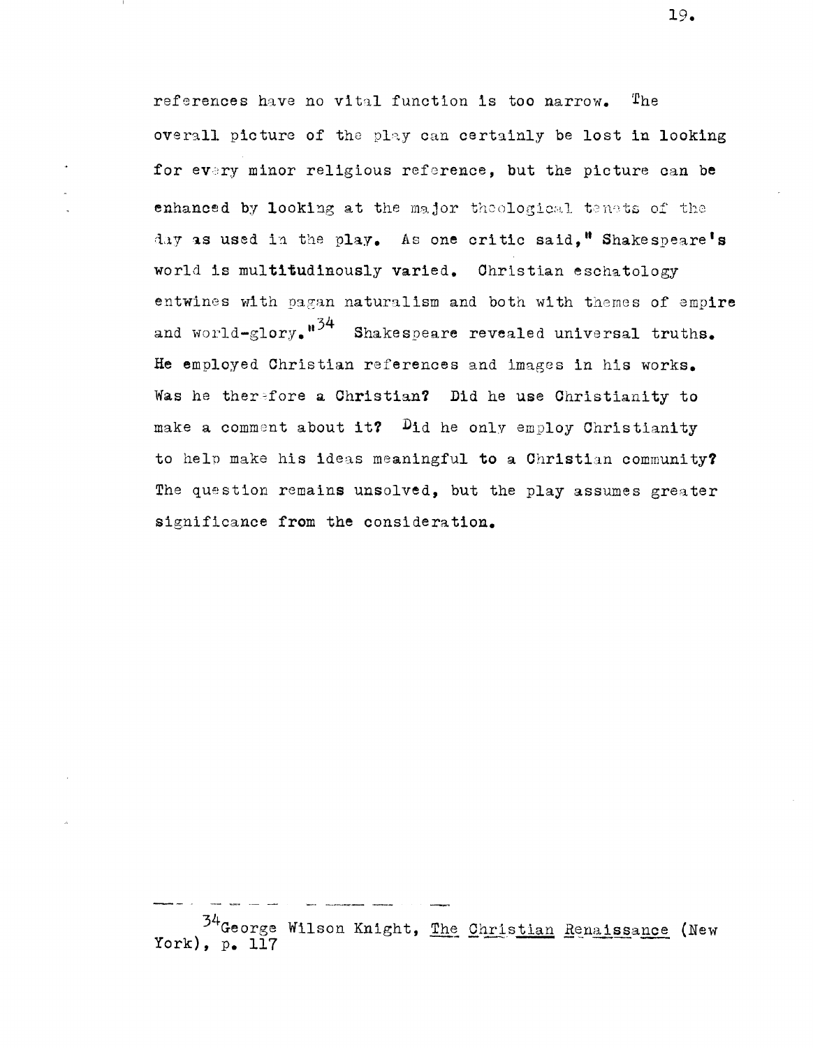references have no vital function is too narrow. The overall picture of the play can certainly be lost in looking for every minor religious reference, but the picture can be enhanced by looking at the major theological tenets of the day as used in the play. As one critic said," Shakespeare's world is multitudinously varied. Christian eschatology entwines with pagan naturalism and both with themes of empire and world-glory."[34] Shakespeare revealed universal truths. He employed Christian references and images in his works. Was he therefore a Christian? Did he use Christianity to make a comment about it? Did he only employ Christianity to help make his ideas meaningful to a Christian community? The question remains unsolved, but the play assumes greater significance from the consideration.

---

[34] George Wilson Knight, The Christian Renaissance (New York), p. 117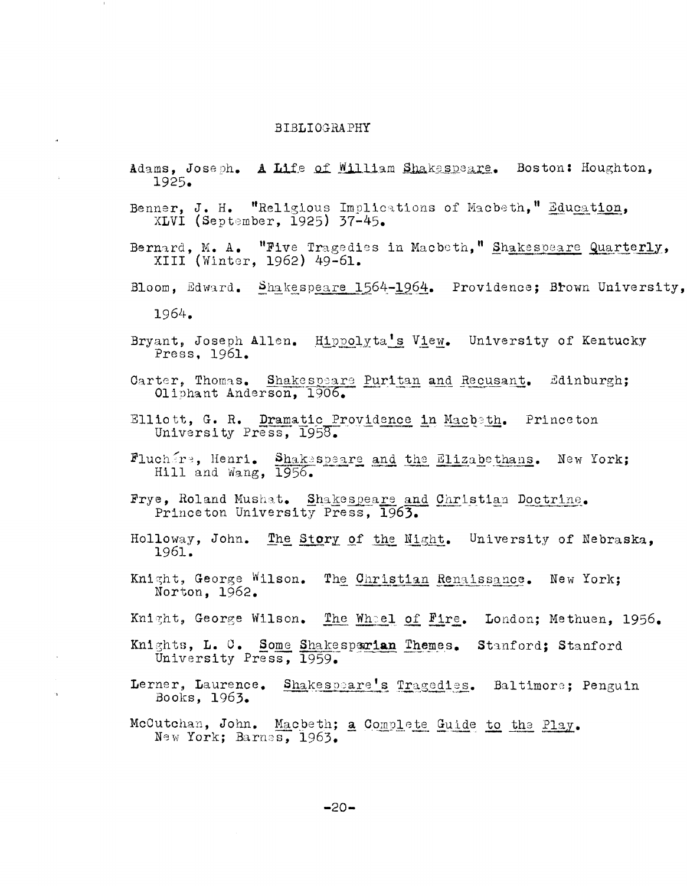# BIBLIOGRAPHY

Adams, Joseph. *A Life of William Shakespeare*. Boston: Houghton, 1925.

Benner, J. H. "Religious Implications of Macbeth," *Education*, XLVI (September, 1925) 37-45.

Bernard, M. A. "Five Tragedies in Macbeth," *Shakespeare Quarterly*, XIII (Winter, 1962) 49-61.

Bloom, Edward. *Shakespeare 1564-1964*. Providence; Brown University, 1964.

Bryant, Joseph Allen. *Hippolyta's View*. University of Kentucky Press, 1961.

Carter, Thomas. *Shakespeare Puritan and Recusant*. Edinburgh; Oliphant Anderson, 1906.

Elliott, G. R. *Dramatic Providence in Macbeth*. Princeton University Press, 1958.

Fluchère, Henri. *Shakespeare and the Elizabethans*. New York; Hill and Wang, 1956.

Frye, Roland Mushat. *Shakespeare and Christian Doctrine*. Princeton University Press, 1963.

Holloway, John. *The Story of the Night*. University of Nebraska, 1961.

Knight, George Wilson. *The Christian Renaissance*. New York; Norton, 1962.

Knight, George Wilson. *The Wheel of Fire*. London; Methuen, 1956.

Knights, L. C. *Some Shakesparian Themes*. Stanford; Stanford University Press, 1959.

Lerner, Laurence. *Shakespeare's Tragedies*. Baltimore; Penguin Books, 1963.

McCutchan, John. *Macbeth; a Complete Guide to the Play*. New York; Barnes, 1963.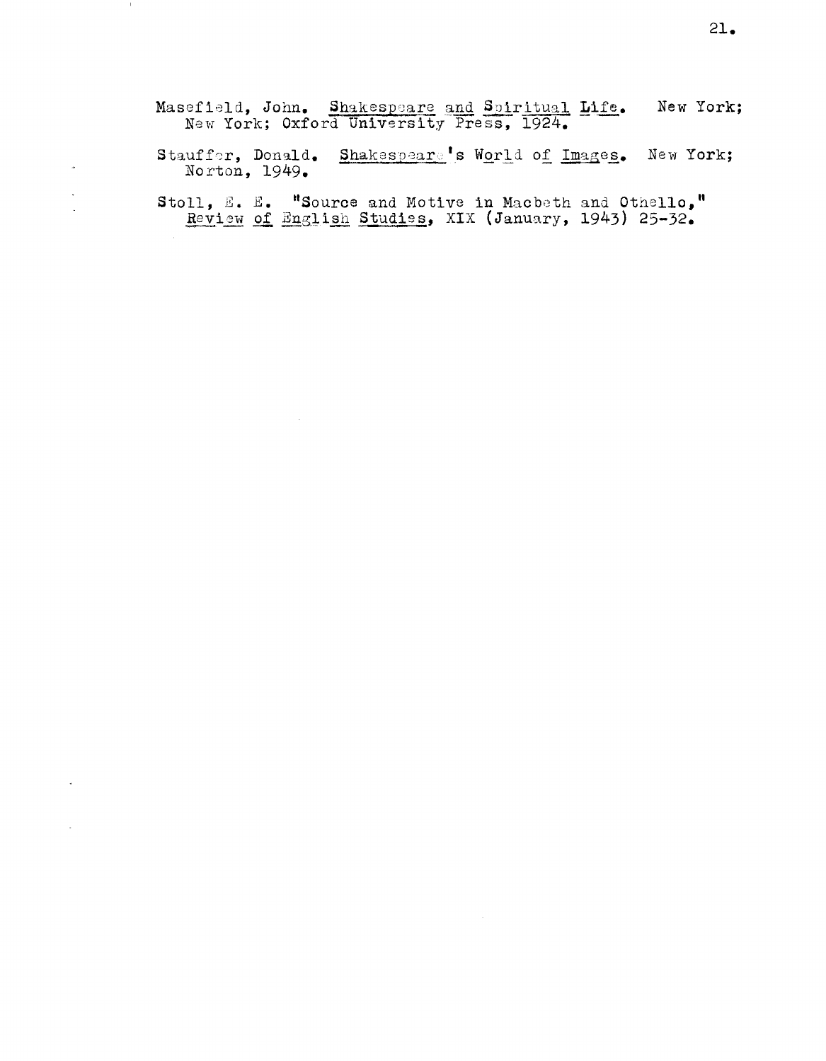Masefield, John. *Shakespeare and Spiritual Life.* New York; New York; Oxford University Press, 1924.

Stauffer, Donald. *Shakespeare's World of Images.* New York; Norton, 1949.

Stoll, E. E. "Source and Motive in Macbeth and Othello," *Review of English Studies*, XIX (January, 1943) 25-32.